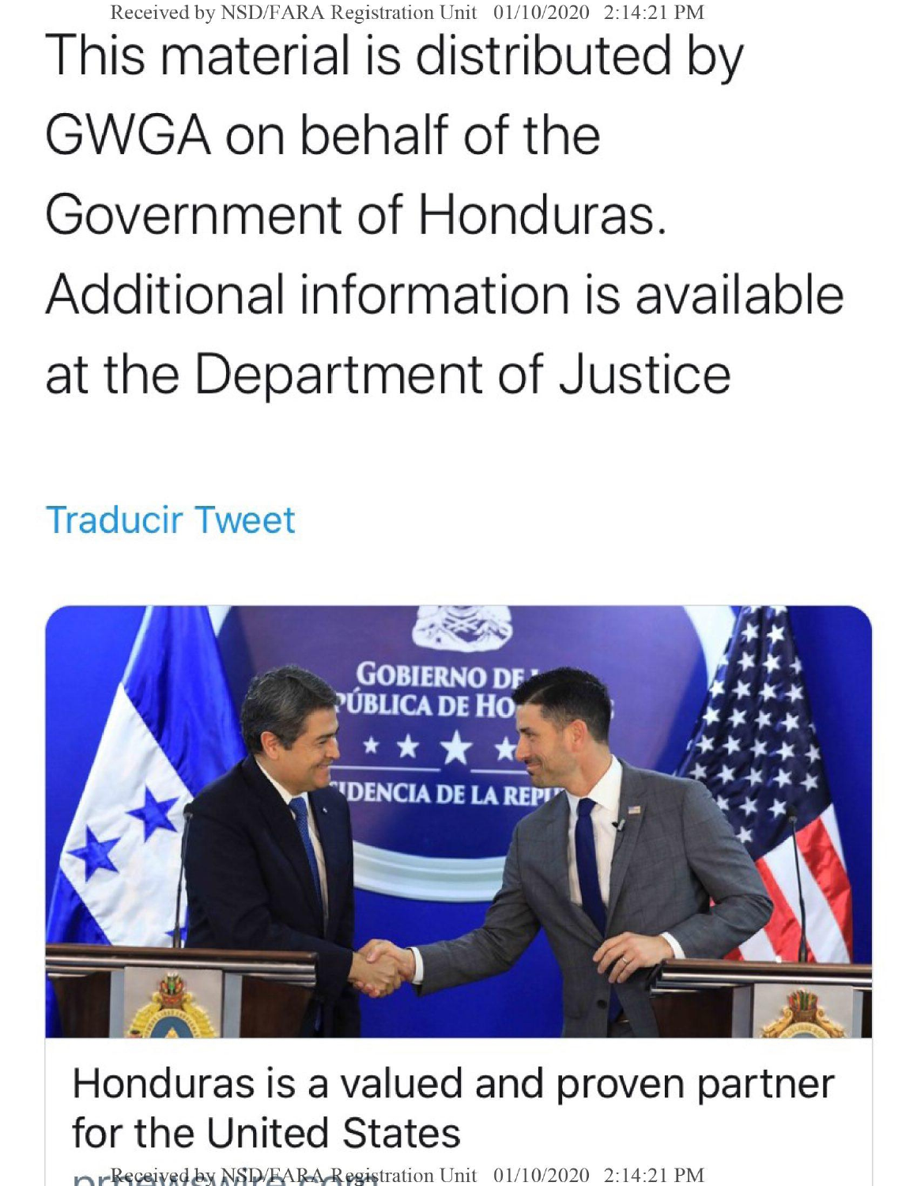This material is distributed by GWGA on behalf of the Government of Honduras. Additional information is available at the Department of Justice

Traducir Tweet

Honduras is a valued and proven partner for the United States

prnewswire.com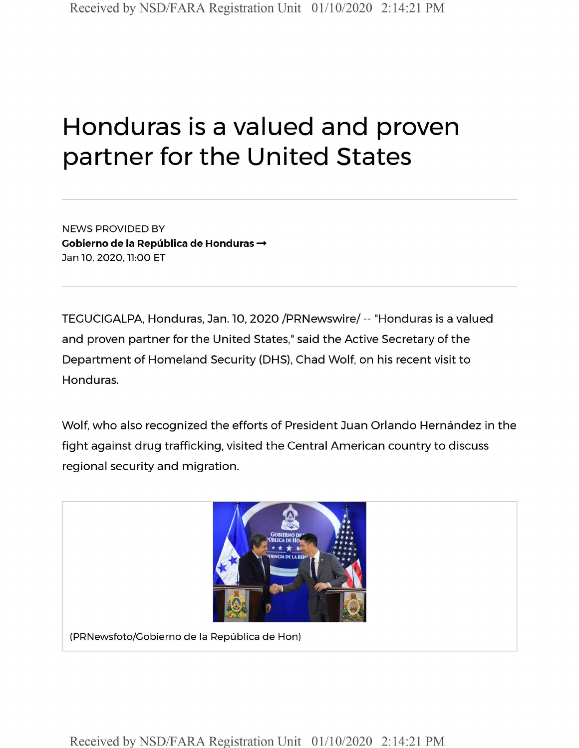# Honduras is a valued and proven partner for the United States

NEWS PROVIDED BY

**Gobierno de la República de Honduras →**

Jan 10, 2020, 11:00 ET

TEGUCIGALPA, Honduras, Jan. 10, 2020 /PRNewswire/ -- "Honduras is a valued and proven partner for the United States," said the Active Secretary of the Department of Homeland Security (DHS), Chad Wolf, on his recent visit to Honduras.

Wolf, who also recognized the efforts of President Juan Orlando Hernández in the fight against drug trafficking, visited the Central American country to discuss regional security and migration.

(PRNewsfoto/Gobierno de la República de Hon)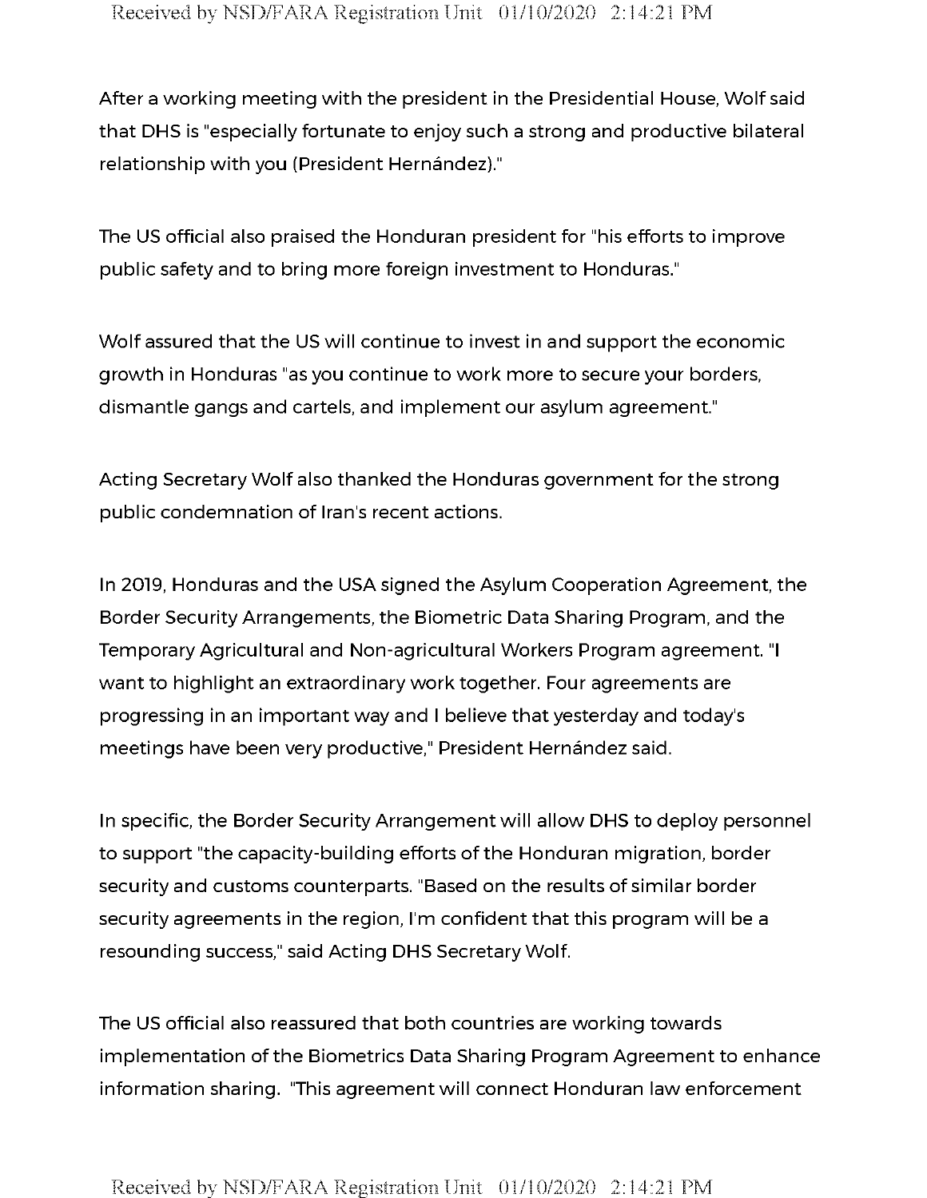After a working meeting with the president in the Presidential House, Wolf said that DHS is "especially fortunate to enjoy such a strong and productive bilateral relationship with you (President Hernández)."

The US official also praised the Honduran president for "his efforts to improve public safety and to bring more foreign investment to Honduras."

Wolf assured that the US will continue to invest in and support the economic growth in Honduras "as you continue to work more to secure your borders, dismantle gangs and cartels, and implement our asylum agreement."

Acting Secretary Wolf also thanked the Honduras government for the strong public condemnation of Iran's recent actions.

In 2019, Honduras and the USA signed the Asylum Cooperation Agreement, the Border Security Arrangements, the Biometric Data Sharing Program, and the Temporary Agricultural and Non-agricultural Workers Program agreement. "I want to highlight an extraordinary work together. Four agreements are progressing in an important way and I believe that yesterday and today's meetings have been very productive," President Hernández said.

In specific, the Border Security Arrangement will allow DHS to deploy personnel to support "the capacity-building efforts of the Honduran migration, border security and customs counterparts. "Based on the results of similar border security agreements in the region, I'm confident that this program will be a resounding success," said Acting DHS Secretary Wolf.

The US official also reassured that both countries are working towards implementation of the Biometrics Data Sharing Program Agreement to enhance information sharing. "This agreement will connect Honduran law enforcement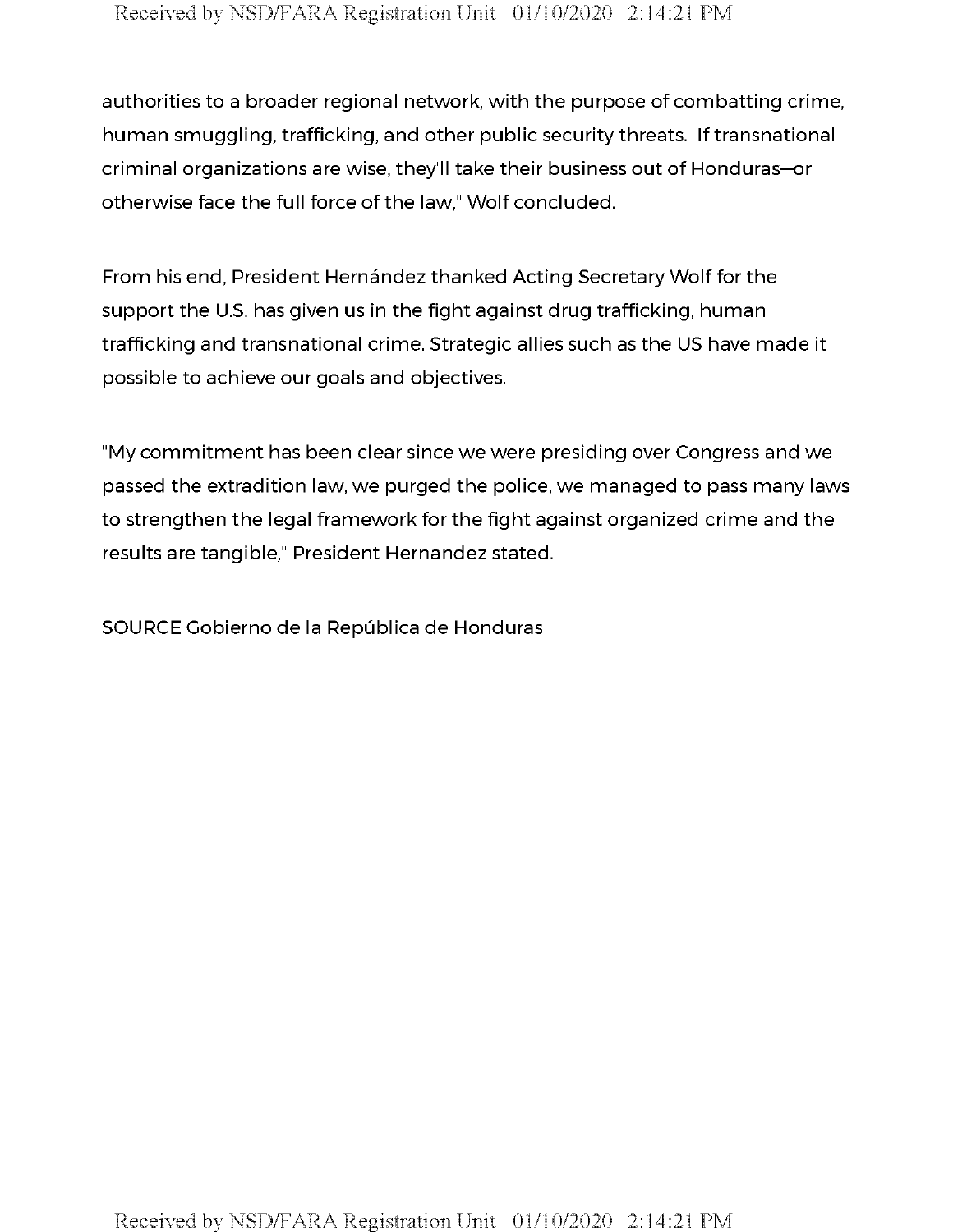authorities to a broader regional network, with the purpose of combatting crime, human smuggling, trafficking, and other public security threats. If transnational criminal organizations are wise, they'll take their business out of Honduras—or otherwise face the full force of the law," Wolf concluded.

From his end, President Hernández thanked Acting Secretary Wolf for the support the U.S. has given us in the fight against drug trafficking, human trafficking and transnational crime. Strategic allies such as the US have made it possible to achieve our goals and objectives.

"My commitment has been clear since we were presiding over Congress and we passed the extradition law, we purged the police, we managed to pass many laws to strengthen the legal framework for the fight against organized crime and the results are tangible," President Hernandez stated.

SOURCE Gobierno de la República de Honduras